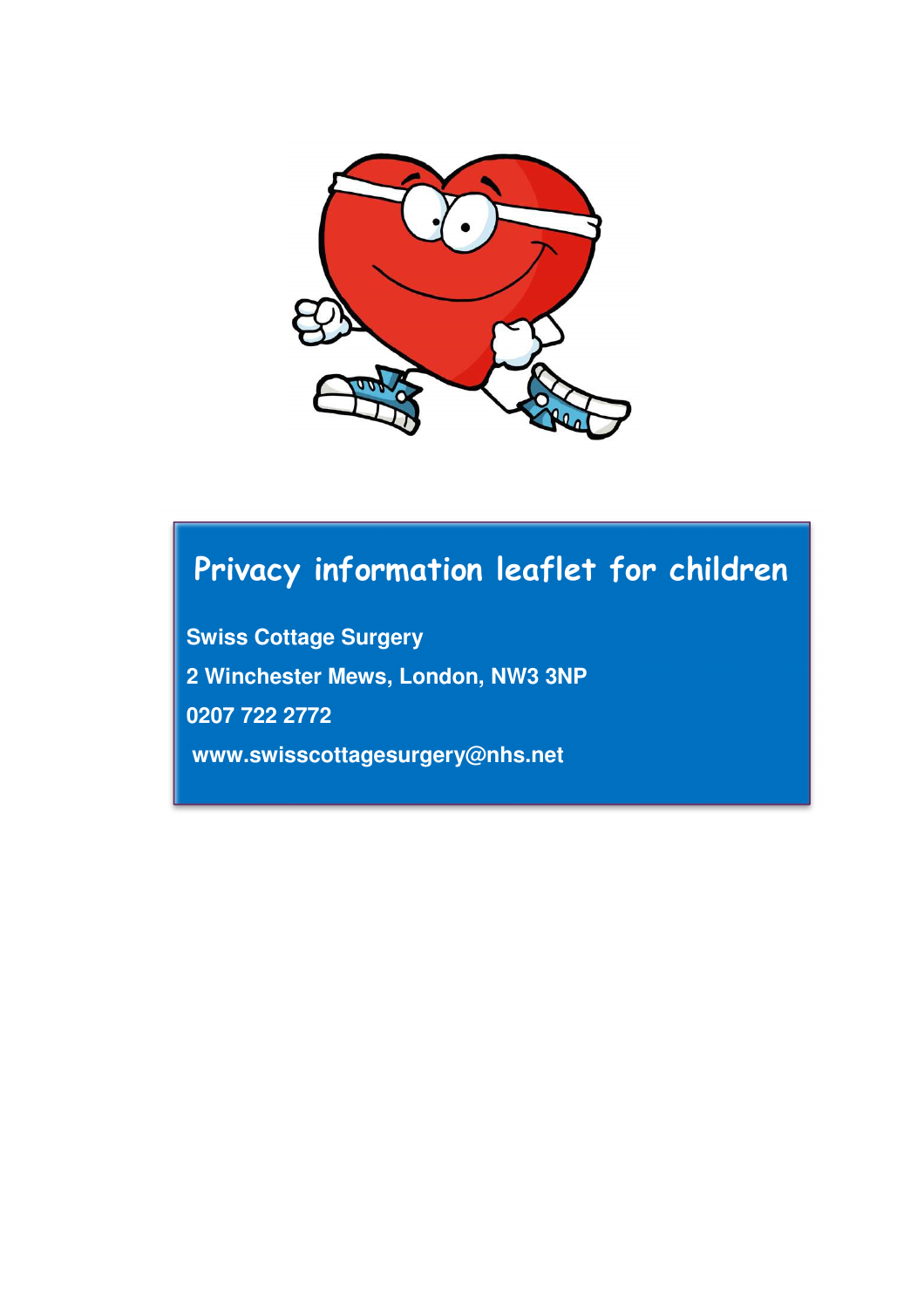# Privacy information leaflet for children

**Swiss Cottage Surgery**

**2 Winchester Mews, London, NW3 3NP**

**0207 722 2772**

**www.swisscottagesurgery@nhs.net**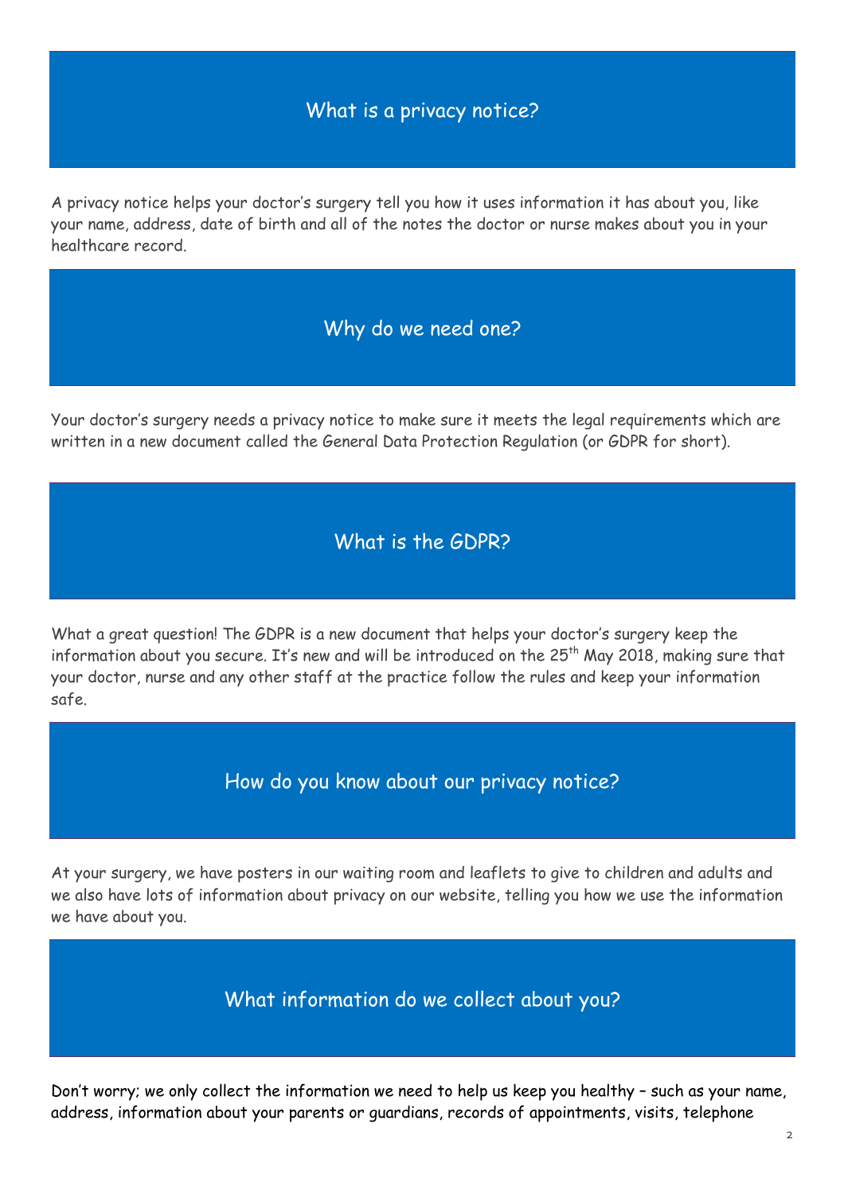## What is a privacy notice?

A privacy notice helps your doctor's surgery tell you how it uses information it has about you, like your name, address, date of birth and all of the notes the doctor or nurse makes about you in your healthcare record.

## Why do we need one?

Your doctor's surgery needs a privacy notice to make sure it meets the legal requirements which are written in a new document called the General Data Protection Regulation (or GDPR for short).

## What is the GDPR?

What a great question! The GDPR is a new document that helps your doctor's surgery keep the information about you secure. It's new and will be introduced on the 25th May 2018, making sure that your doctor, nurse and any other staff at the practice follow the rules and keep your information safe.

## How do you know about our privacy notice?

At your surgery, we have posters in our waiting room and leaflets to give to children and adults and we also have lots of information about privacy on our website, telling you how we use the information we have about you.

## What information do we collect about you?

Don't worry; we only collect the information we need to help us keep you healthy – such as your name, address, information about your parents or guardians, records of appointments, visits, telephone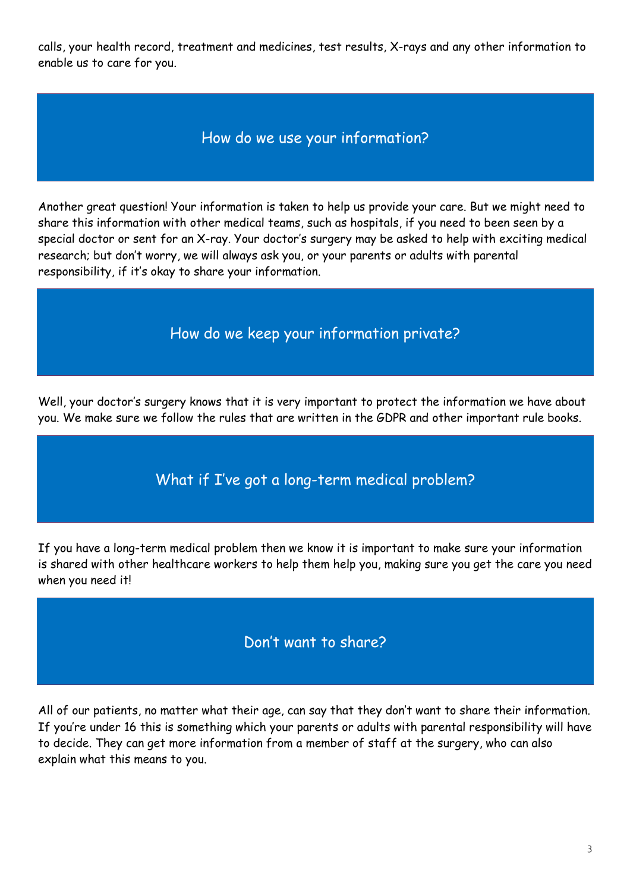calls, your health record, treatment and medicines, test results, X-rays and any other information to enable us to care for you.

## How do we use your information?

Another great question! Your information is taken to help us provide your care. But we might need to share this information with other medical teams, such as hospitals, if you need to been seen by a special doctor or sent for an X-ray. Your doctor's surgery may be asked to help with exciting medical research; but don't worry, we will always ask you, or your parents or adults with parental responsibility, if it's okay to share your information.

## How do we keep your information private?

Well, your doctor's surgery knows that it is very important to protect the information we have about you. We make sure we follow the rules that are written in the GDPR and other important rule books.

## What if I've got a long-term medical problem?

If you have a long-term medical problem then we know it is important to make sure your information is shared with other healthcare workers to help them help you, making sure you get the care you need when you need it!

## Don't want to share?

All of our patients, no matter what their age, can say that they don't want to share their information. If you're under 16 this is something which your parents or adults with parental responsibility will have to decide. They can get more information from a member of staff at the surgery, who can also explain what this means to you.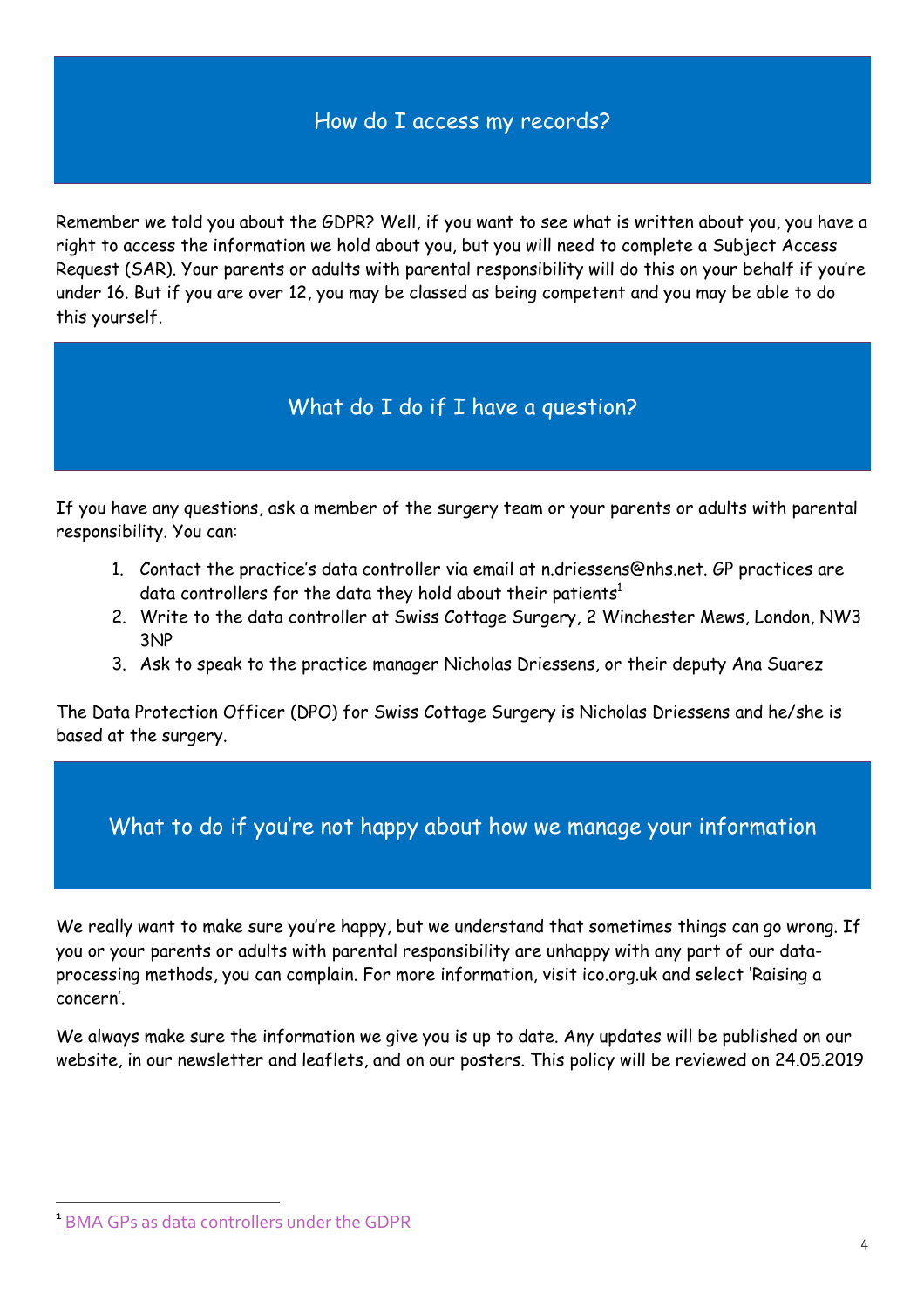## How do I access my records?

Remember we told you about the GDPR? Well, if you want to see what is written about you, you have a right to access the information we hold about you, but you will need to complete a Subject Access Request (SAR). Your parents or adults with parental responsibility will do this on your behalf if you're under 16. But if you are over 12, you may be classed as being competent and you may be able to do this yourself.

## What do I do if I have a question?

If you have any questions, ask a member of the surgery team or your parents or adults with parental responsibility. You can:

1. Contact the practice's data controller via email at n.driessens@nhs.net. GP practices are data controllers for the data they hold about their patients[1]
2. Write to the data controller at Swiss Cottage Surgery, 2 Winchester Mews, London, NW3 3NP
3. Ask to speak to the practice manager Nicholas Driessens, or their deputy Ana Suarez

The Data Protection Officer (DPO) for Swiss Cottage Surgery is Nicholas Driessens and he/she is based at the surgery.

## What to do if you're not happy about how we manage your information

We really want to make sure you're happy, but we understand that sometimes things can go wrong. If you or your parents or adults with parental responsibility are unhappy with any part of our data-processing methods, you can complain. For more information, visit ico.org.uk and select 'Raising a concern'.

We always make sure the information we give you is up to date. Any updates will be published on our website, in our newsletter and leaflets, and on our posters. This policy will be reviewed on 24.05.2019

---

[1] BMA GPs as data controllers under the GDPR